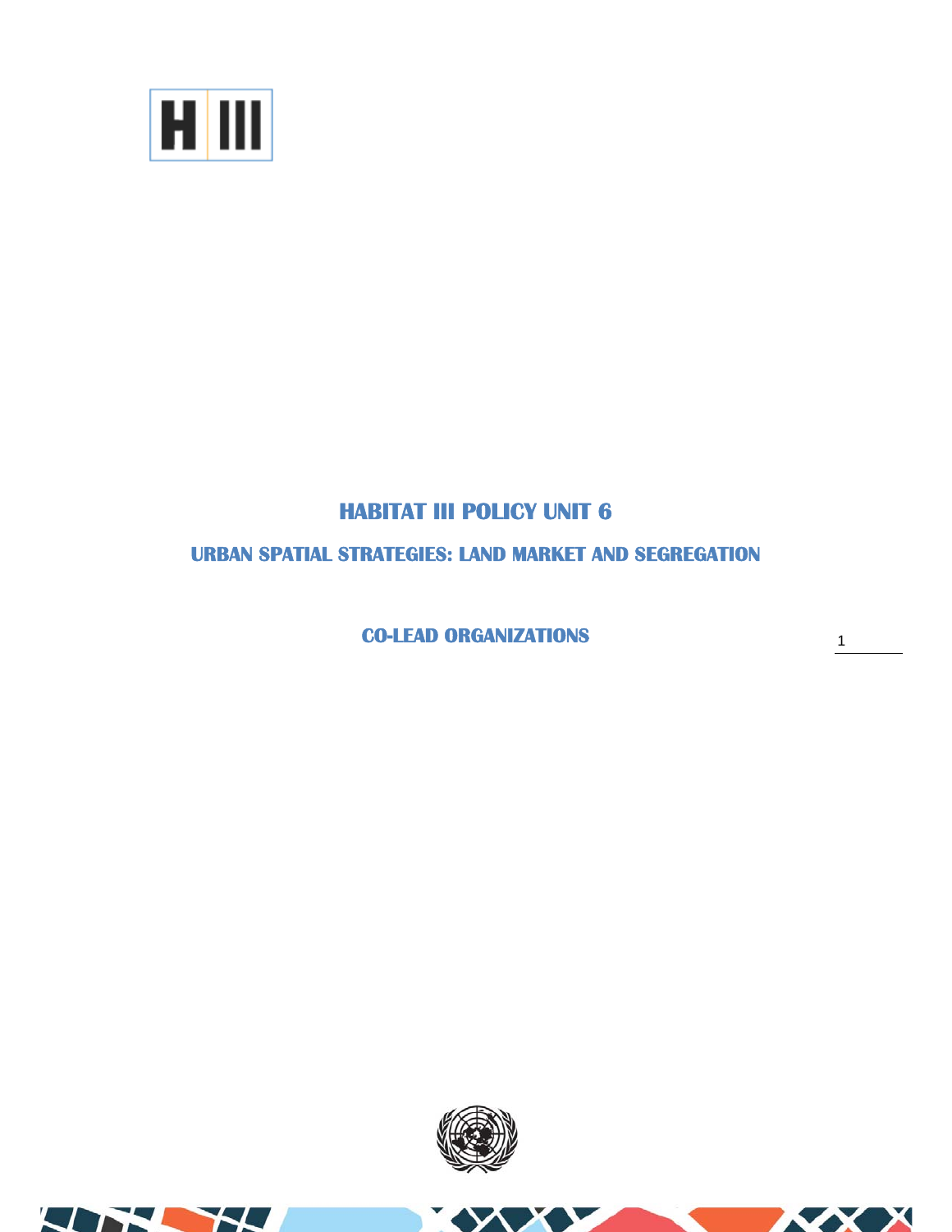# HABITAT III POLICY UNIT 6

## URBAN SPATIAL STRATEGIES: LAND MARKET AND SEGREGATION

### CO-LEAD ORGANIZATIONS

1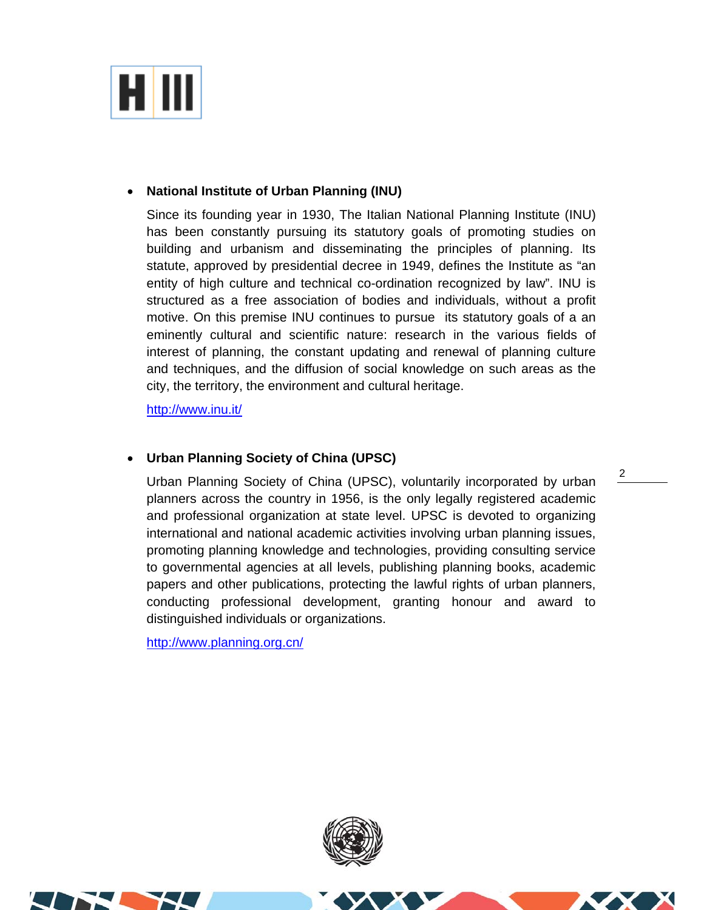- **National Institute of Urban Planning (INU)**

  Since its founding year in 1930, The Italian National Planning Institute (INU) has been constantly pursuing its statutory goals of promoting studies on building and urbanism and disseminating the principles of planning. Its statute, approved by presidential decree in 1949, defines the Institute as "an entity of high culture and technical co-ordination recognized by law". INU is structured as a free association of bodies and individuals, without a profit motive. On this premise INU continues to pursue its statutory goals of a an eminently cultural and scientific nature: research in the various fields of interest of planning, the constant updating and renewal of planning culture and techniques, and the diffusion of social knowledge on such areas as the city, the territory, the environment and cultural heritage.

  http://www.inu.it/

- **Urban Planning Society of China (UPSC)**

  Urban Planning Society of China (UPSC), voluntarily incorporated by urban planners across the country in 1956, is the only legally registered academic and professional organization at state level. UPSC is devoted to organizing international and national academic activities involving urban planning issues, promoting planning knowledge and technologies, providing consulting service to governmental agencies at all levels, publishing planning books, academic papers and other publications, protecting the lawful rights of urban planners, conducting professional development, granting honour and award to distinguished individuals or organizations.

  http://www.planning.org.cn/